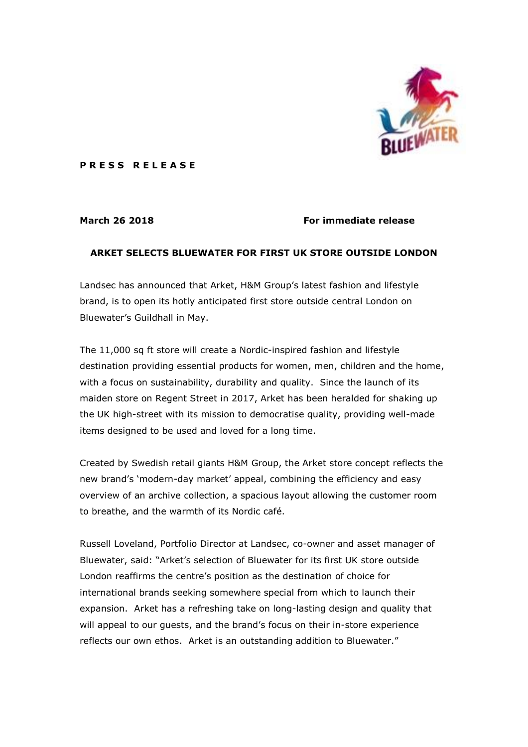**P R E S S   R E L E A S E**

**March 26 2018** **For immediate release**

**ARKET SELECTS BLUEWATER FOR FIRST UK STORE OUTSIDE LONDON**

Landsec has announced that Arket, H&M Group's latest fashion and lifestyle brand, is to open its hotly anticipated first store outside central London on Bluewater's Guildhall in May.

The 11,000 sq ft store will create a Nordic-inspired fashion and lifestyle destination providing essential products for women, men, children and the home, with a focus on sustainability, durability and quality. Since the launch of its maiden store on Regent Street in 2017, Arket has been heralded for shaking up the UK high-street with its mission to democratise quality, providing well-made items designed to be used and loved for a long time.

Created by Swedish retail giants H&M Group, the Arket store concept reflects the new brand's 'modern-day market' appeal, combining the efficiency and easy overview of an archive collection, a spacious layout allowing the customer room to breathe, and the warmth of its Nordic café.

Russell Loveland, Portfolio Director at Landsec, co-owner and asset manager of Bluewater, said: "Arket's selection of Bluewater for its first UK store outside London reaffirms the centre's position as the destination of choice for international brands seeking somewhere special from which to launch their expansion. Arket has a refreshing take on long-lasting design and quality that will appeal to our guests, and the brand's focus on their in-store experience reflects our own ethos. Arket is an outstanding addition to Bluewater."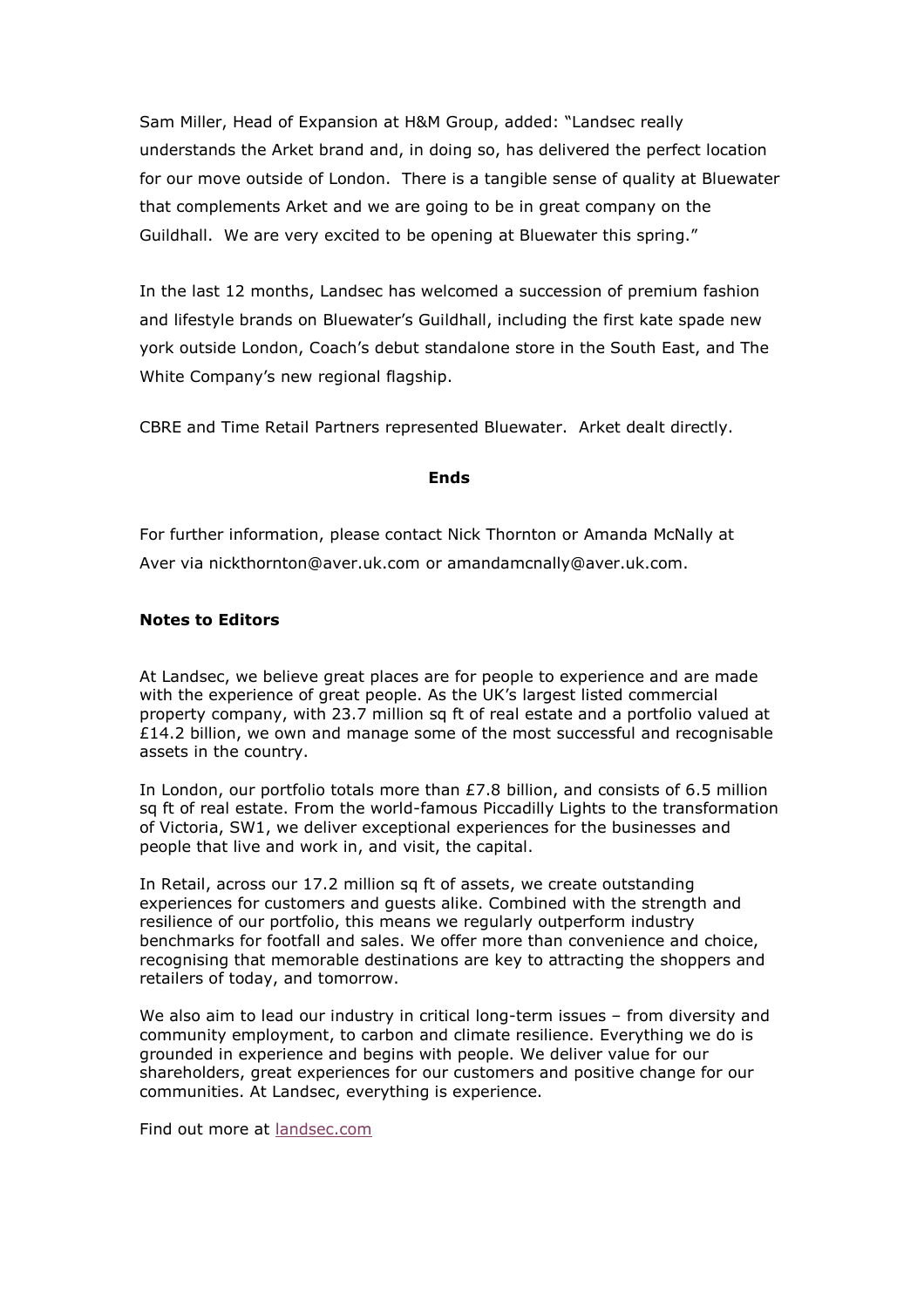Sam Miller, Head of Expansion at H&M Group, added: "Landsec really understands the Arket brand and, in doing so, has delivered the perfect location for our move outside of London. There is a tangible sense of quality at Bluewater that complements Arket and we are going to be in great company on the Guildhall. We are very excited to be opening at Bluewater this spring."

In the last 12 months, Landsec has welcomed a succession of premium fashion and lifestyle brands on Bluewater's Guildhall, including the first kate spade new york outside London, Coach's debut standalone store in the South East, and The White Company's new regional flagship.

CBRE and Time Retail Partners represented Bluewater. Arket dealt directly.

**Ends**

For further information, please contact Nick Thornton or Amanda McNally at Aver via nickthornton@aver.uk.com or amandamcnally@aver.uk.com.

**Notes to Editors**

At Landsec, we believe great places are for people to experience and are made with the experience of great people. As the UK's largest listed commercial property company, with 23.7 million sq ft of real estate and a portfolio valued at £14.2 billion, we own and manage some of the most successful and recognisable assets in the country.

In London, our portfolio totals more than £7.8 billion, and consists of 6.5 million sq ft of real estate. From the world-famous Piccadilly Lights to the transformation of Victoria, SW1, we deliver exceptional experiences for the businesses and people that live and work in, and visit, the capital.

In Retail, across our 17.2 million sq ft of assets, we create outstanding experiences for customers and guests alike. Combined with the strength and resilience of our portfolio, this means we regularly outperform industry benchmarks for footfall and sales. We offer more than convenience and choice, recognising that memorable destinations are key to attracting the shoppers and retailers of today, and tomorrow.

We also aim to lead our industry in critical long-term issues – from diversity and community employment, to carbon and climate resilience. Everything we do is grounded in experience and begins with people. We deliver value for our shareholders, great experiences for our customers and positive change for our communities. At Landsec, everything is experience.

Find out more at landsec.com